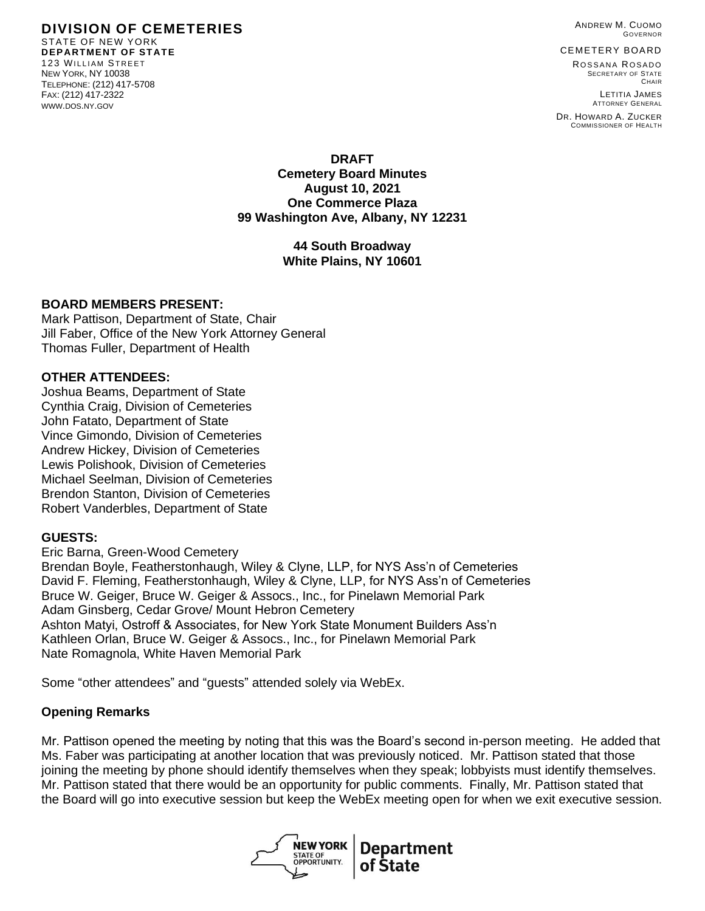**DIVISION OF CEMETERIES**
STATE OF NEW YORK
**DEPARTMENT OF STATE**
123 WILLIAM STREET
NEW YORK, NY 10038
TELEPHONE: (212) 417-5708
FAX: (212) 417-2322
WWW.DOS.NY.GOV

ANDREW M. CUOMO
GOVERNOR

CEMETERY BOARD

ROSSANA ROSADO
SECRETARY OF STATE
CHAIR

LETITIA JAMES
ATTORNEY GENERAL

DR. HOWARD A. ZUCKER
COMMISSIONER OF HEALTH

**DRAFT**
**Cemetery Board Minutes**
**August 10, 2021**
**One Commerce Plaza**
**99 Washington Ave, Albany, NY 12231**

**44 South Broadway**
**White Plains, NY 10601**

**BOARD MEMBERS PRESENT:**
Mark Pattison, Department of State, Chair
Jill Faber, Office of the New York Attorney General
Thomas Fuller, Department of Health

**OTHER ATTENDEES:**
Joshua Beams, Department of State
Cynthia Craig, Division of Cemeteries
John Fatato, Department of State
Vince Gimondo, Division of Cemeteries
Andrew Hickey, Division of Cemeteries
Lewis Polishook, Division of Cemeteries
Michael Seelman, Division of Cemeteries
Brendon Stanton, Division of Cemeteries
Robert Vanderbles, Department of State

**GUESTS:**
Eric Barna, Green-Wood Cemetery
Brendan Boyle, Featherstonhaugh, Wiley & Clyne, LLP, for NYS Ass'n of Cemeteries
David F. Fleming, Featherstonhaugh, Wiley & Clyne, LLP, for NYS Ass'n of Cemeteries
Bruce W. Geiger, Bruce W. Geiger & Assocs., Inc., for Pinelawn Memorial Park
Adam Ginsberg, Cedar Grove/ Mount Hebron Cemetery
Ashton Matyi, Ostroff & Associates, for New York State Monument Builders Ass'n
Kathleen Orlan, Bruce W. Geiger & Assocs., Inc., for Pinelawn Memorial Park
Nate Romagnola, White Haven Memorial Park

Some "other attendees" and "guests" attended solely via WebEx.

**Opening Remarks**

Mr. Pattison opened the meeting by noting that this was the Board's second in-person meeting. He added that Ms. Faber was participating at another location that was previously noticed. Mr. Pattison stated that those joining the meeting by phone should identify themselves when they speak; lobbyists must identify themselves. Mr. Pattison stated that there would be an opportunity for public comments. Finally, Mr. Pattison stated that the Board will go into executive session but keep the WebEx meeting open for when we exit executive session.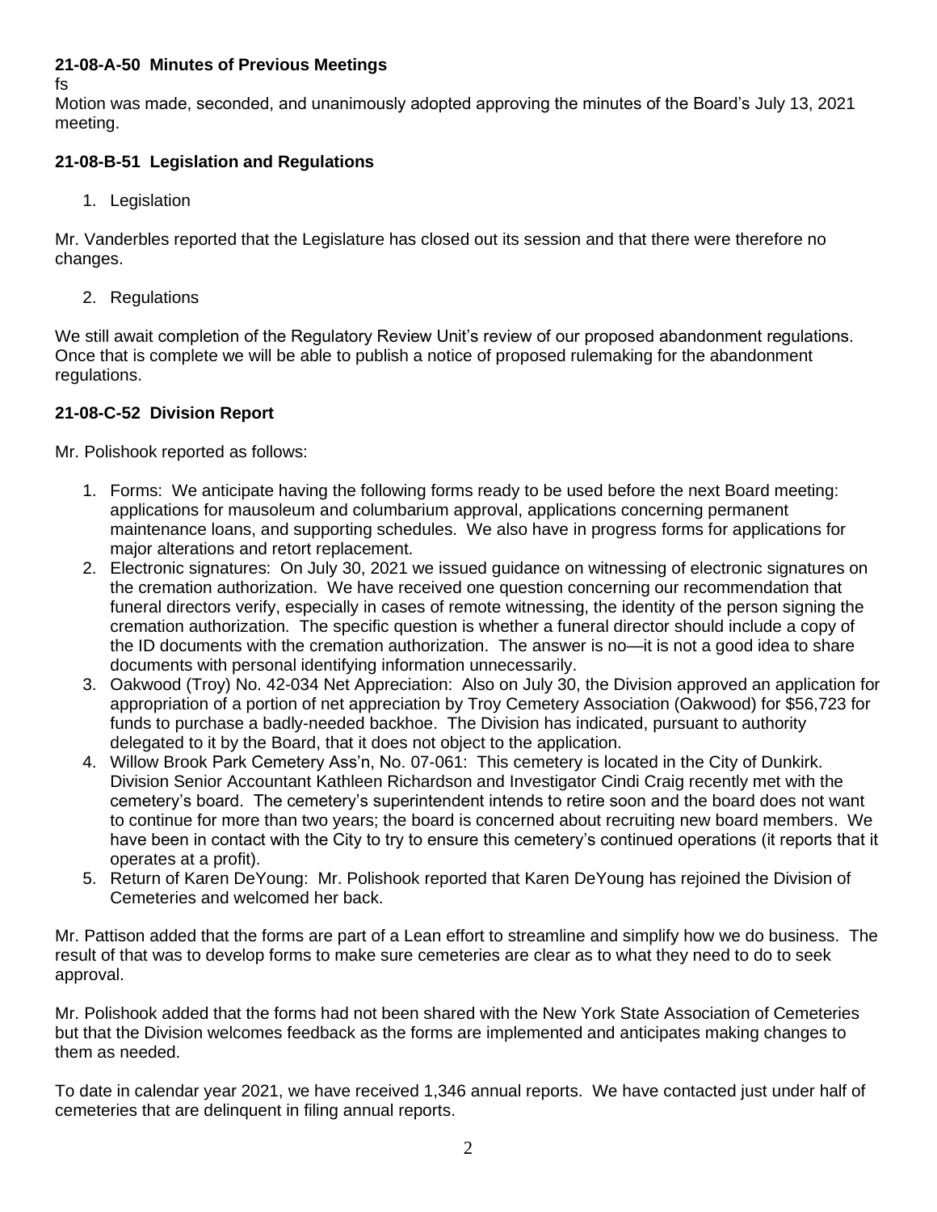**21-08-A-50 Minutes of Previous Meetings**

fs

Motion was made, seconded, and unanimously adopted approving the minutes of the Board's July 13, 2021 meeting.

**21-08-B-51 Legislation and Regulations**

1. Legislation

Mr. Vanderbles reported that the Legislature has closed out its session and that there were therefore no changes.

2. Regulations

We still await completion of the Regulatory Review Unit's review of our proposed abandonment regulations. Once that is complete we will be able to publish a notice of proposed rulemaking for the abandonment regulations.

**21-08-C-52 Division Report**

Mr. Polishook reported as follows:

1. Forms: We anticipate having the following forms ready to be used before the next Board meeting: applications for mausoleum and columbarium approval, applications concerning permanent maintenance loans, and supporting schedules. We also have in progress forms for applications for major alterations and retort replacement.
2. Electronic signatures: On July 30, 2021 we issued guidance on witnessing of electronic signatures on the cremation authorization. We have received one question concerning our recommendation that funeral directors verify, especially in cases of remote witnessing, the identity of the person signing the cremation authorization. The specific question is whether a funeral director should include a copy of the ID documents with the cremation authorization. The answer is no—it is not a good idea to share documents with personal identifying information unnecessarily.
3. Oakwood (Troy) No. 42-034 Net Appreciation: Also on July 30, the Division approved an application for appropriation of a portion of net appreciation by Troy Cemetery Association (Oakwood) for $56,723 for funds to purchase a badly-needed backhoe. The Division has indicated, pursuant to authority delegated to it by the Board, that it does not object to the application.
4. Willow Brook Park Cemetery Ass'n, No. 07-061: This cemetery is located in the City of Dunkirk. Division Senior Accountant Kathleen Richardson and Investigator Cindi Craig recently met with the cemetery's board. The cemetery's superintendent intends to retire soon and the board does not want to continue for more than two years; the board is concerned about recruiting new board members. We have been in contact with the City to try to ensure this cemetery's continued operations (it reports that it operates at a profit).
5. Return of Karen DeYoung: Mr. Polishook reported that Karen DeYoung has rejoined the Division of Cemeteries and welcomed her back.

Mr. Pattison added that the forms are part of a Lean effort to streamline and simplify how we do business. The result of that was to develop forms to make sure cemeteries are clear as to what they need to do to seek approval.

Mr. Polishook added that the forms had not been shared with the New York State Association of Cemeteries but that the Division welcomes feedback as the forms are implemented and anticipates making changes to them as needed.

To date in calendar year 2021, we have received 1,346 annual reports. We have contacted just under half of cemeteries that are delinquent in filing annual reports.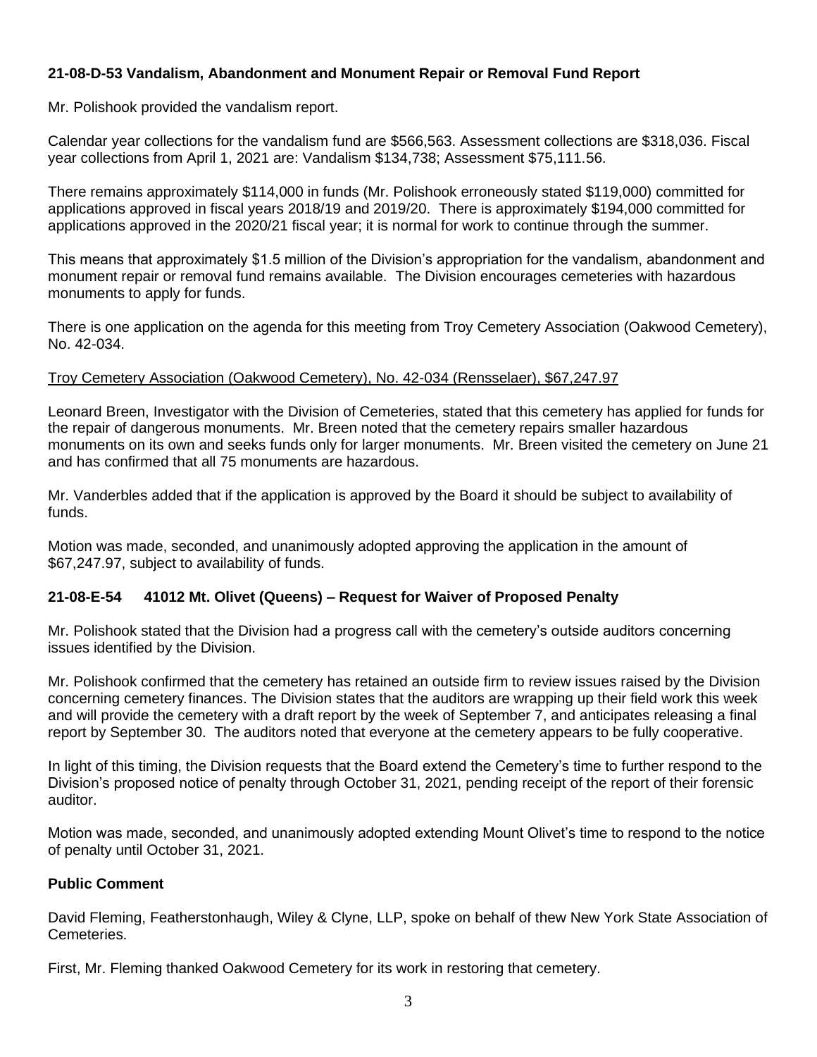**21-08-D-53 Vandalism, Abandonment and Monument Repair or Removal Fund Report**

Mr. Polishook provided the vandalism report.

Calendar year collections for the vandalism fund are $566,563. Assessment collections are $318,036. Fiscal year collections from April 1, 2021 are: Vandalism $134,738; Assessment $75,111.56.

There remains approximately $114,000 in funds (Mr. Polishook erroneously stated $119,000) committed for applications approved in fiscal years 2018/19 and 2019/20. There is approximately $194,000 committed for applications approved in the 2020/21 fiscal year; it is normal for work to continue through the summer.

This means that approximately $1.5 million of the Division's appropriation for the vandalism, abandonment and monument repair or removal fund remains available. The Division encourages cemeteries with hazardous monuments to apply for funds.

There is one application on the agenda for this meeting from Troy Cemetery Association (Oakwood Cemetery), No. 42-034.

<u>Troy Cemetery Association (Oakwood Cemetery), No. 42-034 (Rensselaer), $67,247.97</u>

Leonard Breen, Investigator with the Division of Cemeteries, stated that this cemetery has applied for funds for the repair of dangerous monuments. Mr. Breen noted that the cemetery repairs smaller hazardous monuments on its own and seeks funds only for larger monuments. Mr. Breen visited the cemetery on June 21 and has confirmed that all 75 monuments are hazardous.

Mr. Vanderbles added that if the application is approved by the Board it should be subject to availability of funds.

Motion was made, seconded, and unanimously adopted approving the application in the amount of $67,247.97, subject to availability of funds.

**21-08-E-54 41012 Mt. Olivet (Queens) – Request for Waiver of Proposed Penalty**

Mr. Polishook stated that the Division had a progress call with the cemetery's outside auditors concerning issues identified by the Division.

Mr. Polishook confirmed that the cemetery has retained an outside firm to review issues raised by the Division concerning cemetery finances. The Division states that the auditors are wrapping up their field work this week and will provide the cemetery with a draft report by the week of September 7, and anticipates releasing a final report by September 30. The auditors noted that everyone at the cemetery appears to be fully cooperative.

In light of this timing, the Division requests that the Board extend the Cemetery's time to further respond to the Division's proposed notice of penalty through October 31, 2021, pending receipt of the report of their forensic auditor.

Motion was made, seconded, and unanimously adopted extending Mount Olivet's time to respond to the notice of penalty until October 31, 2021.

**Public Comment**

David Fleming, Featherstonhaugh, Wiley & Clyne, LLP, spoke on behalf of thew New York State Association of Cemeteries.

First, Mr. Fleming thanked Oakwood Cemetery for its work in restoring that cemetery.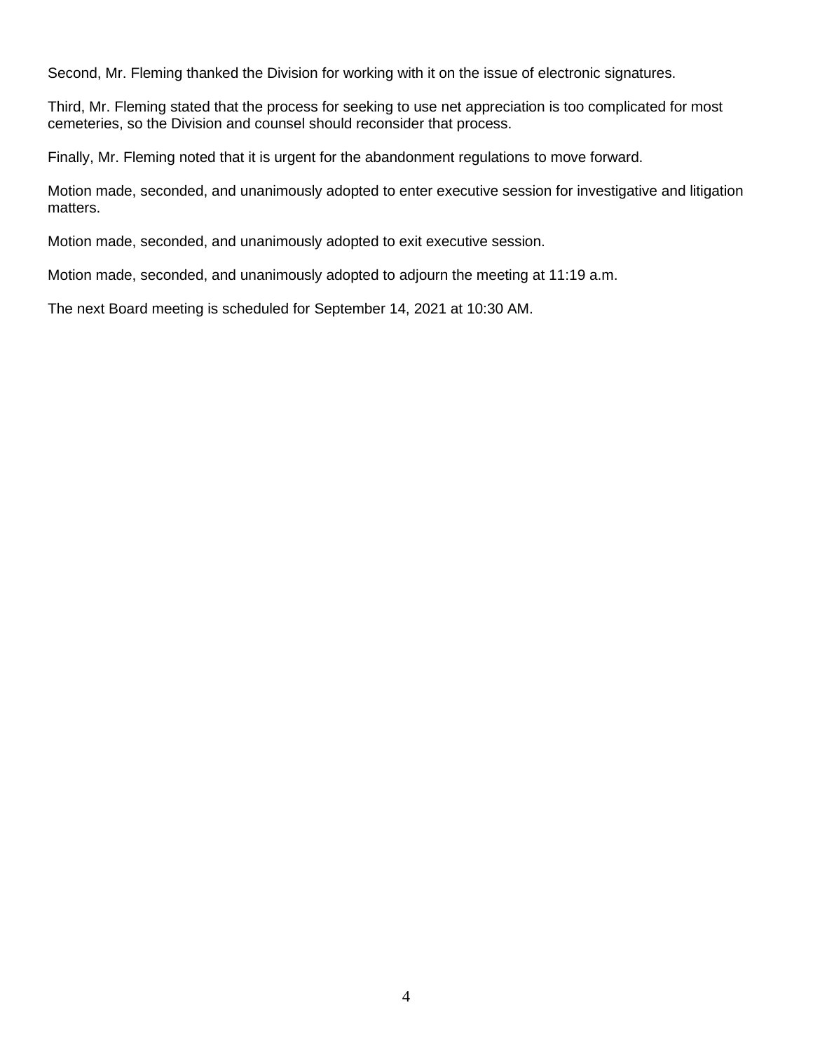Second, Mr. Fleming thanked the Division for working with it on the issue of electronic signatures.

Third, Mr. Fleming stated that the process for seeking to use net appreciation is too complicated for most cemeteries, so the Division and counsel should reconsider that process.

Finally, Mr. Fleming noted that it is urgent for the abandonment regulations to move forward.

Motion made, seconded, and unanimously adopted to enter executive session for investigative and litigation matters.

Motion made, seconded, and unanimously adopted to exit executive session.

Motion made, seconded, and unanimously adopted to adjourn the meeting at 11:19 a.m.

The next Board meeting is scheduled for September 14, 2021 at 10:30 AM.